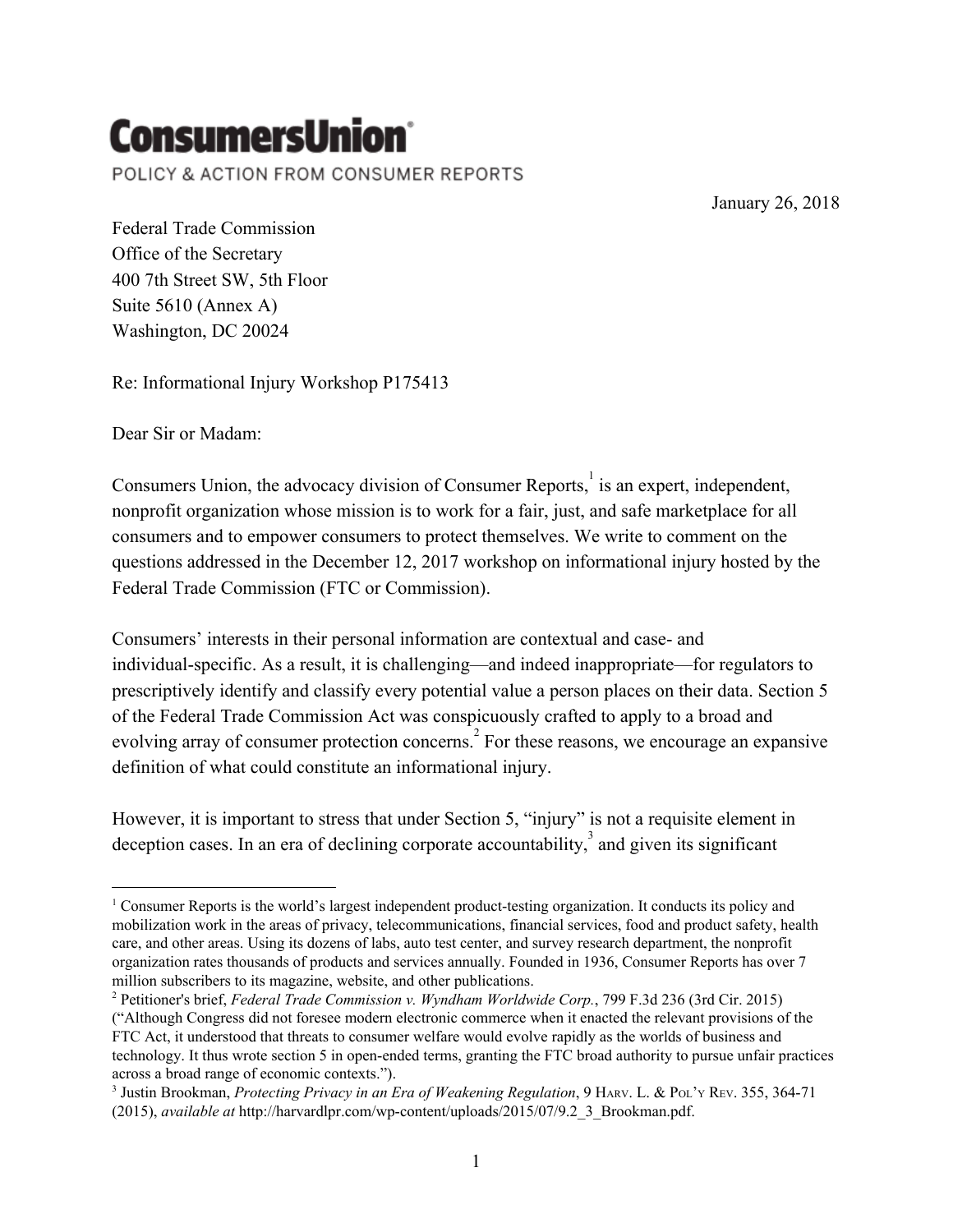# ConsumersUnion

POLICY & ACTION FROM CONSUMER REPORTS

January 26, 2018

Federal Trade Commission
Office of the Secretary
400 7th Street SW, 5th Floor
Suite 5610 (Annex A)
Washington, DC 20024

Re: Informational Injury Workshop P175413

Dear Sir or Madam:

Consumers Union, the advocacy division of Consumer Reports,[1] is an expert, independent, nonprofit organization whose mission is to work for a fair, just, and safe marketplace for all consumers and to empower consumers to protect themselves. We write to comment on the questions addressed in the December 12, 2017 workshop on informational injury hosted by the Federal Trade Commission (FTC or Commission).

Consumers' interests in their personal information are contextual and case- and individual-specific. As a result, it is challenging—and indeed inappropriate—for regulators to prescriptively identify and classify every potential value a person places on their data. Section 5 of the Federal Trade Commission Act was conspicuously crafted to apply to a broad and evolving array of consumer protection concerns.[2] For these reasons, we encourage an expansive definition of what could constitute an informational injury.

However, it is important to stress that under Section 5, "injury" is not a requisite element in deception cases. In an era of declining corporate accountability,[3] and given its significant

---

[1] Consumer Reports is the world's largest independent product-testing organization. It conducts its policy and mobilization work in the areas of privacy, telecommunications, financial services, food and product safety, health care, and other areas. Using its dozens of labs, auto test center, and survey research department, the nonprofit organization rates thousands of products and services annually. Founded in 1936, Consumer Reports has over 7 million subscribers to its magazine, website, and other publications.

[2] Petitioner's brief, *Federal Trade Commission v. Wyndham Worldwide Corp.*, 799 F.3d 236 (3rd Cir. 2015) ("Although Congress did not foresee modern electronic commerce when it enacted the relevant provisions of the FTC Act, it understood that threats to consumer welfare would evolve rapidly as the worlds of business and technology. It thus wrote section 5 in open-ended terms, granting the FTC broad authority to pursue unfair practices across a broad range of economic contexts.").

[3] Justin Brookman, *Protecting Privacy in an Era of Weakening Regulation*, 9 HARV. L. & POL'Y REV. 355, 364-71 (2015), *available at* http://harvardlpr.com/wp-content/uploads/2015/07/9.2_3_Brookman.pdf.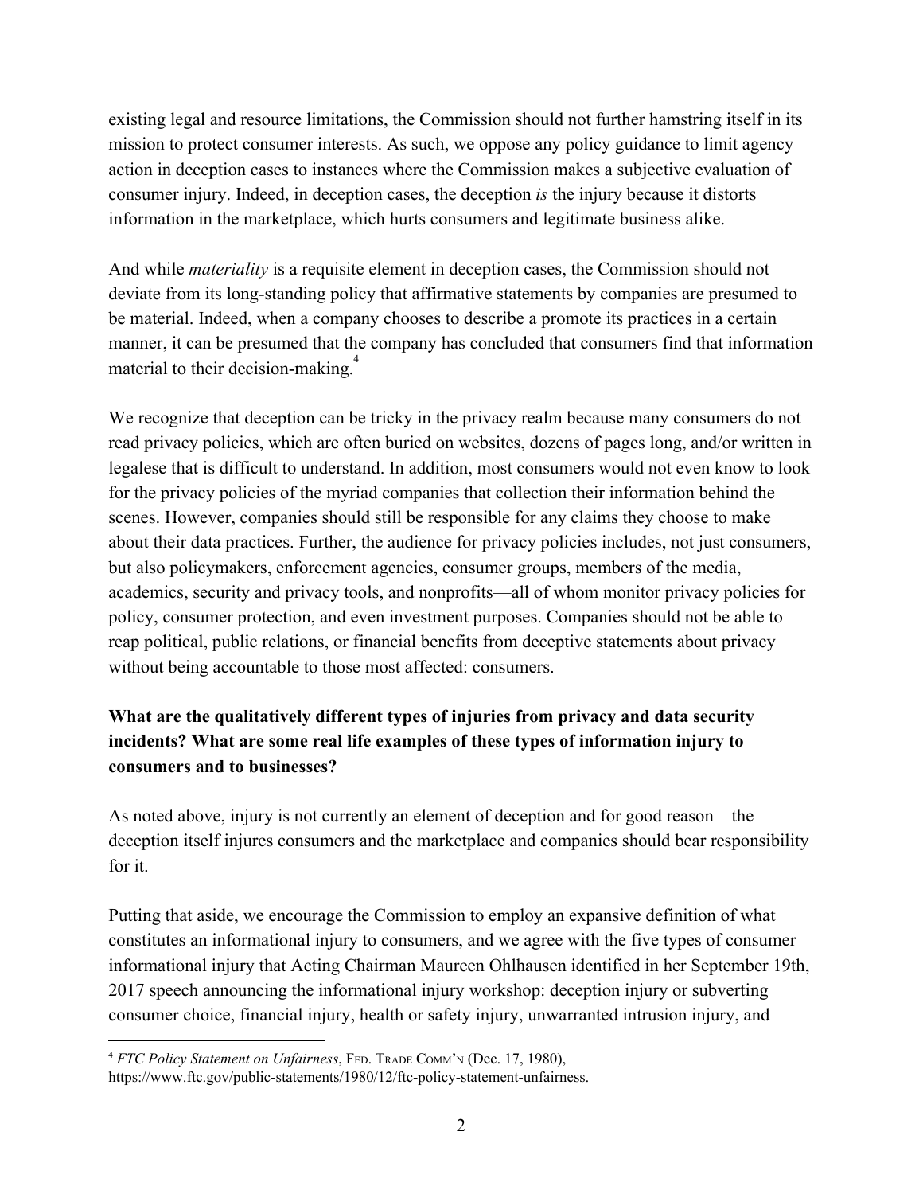existing legal and resource limitations, the Commission should not further hamstring itself in its mission to protect consumer interests. As such, we oppose any policy guidance to limit agency action in deception cases to instances where the Commission makes a subjective evaluation of consumer injury. Indeed, in deception cases, the deception *is* the injury because it distorts information in the marketplace, which hurts consumers and legitimate business alike.

And while *materiality* is a requisite element in deception cases, the Commission should not deviate from its long-standing policy that affirmative statements by companies are presumed to be material. Indeed, when a company chooses to describe a promote its practices in a certain manner, it can be presumed that the company has concluded that consumers find that information material to their decision-making.[4]

We recognize that deception can be tricky in the privacy realm because many consumers do not read privacy policies, which are often buried on websites, dozens of pages long, and/or written in legalese that is difficult to understand. In addition, most consumers would not even know to look for the privacy policies of the myriad companies that collection their information behind the scenes. However, companies should still be responsible for any claims they choose to make about their data practices. Further, the audience for privacy policies includes, not just consumers, but also policymakers, enforcement agencies, consumer groups, members of the media, academics, security and privacy tools, and nonprofits—all of whom monitor privacy policies for policy, consumer protection, and even investment purposes. Companies should not be able to reap political, public relations, or financial benefits from deceptive statements about privacy without being accountable to those most affected: consumers.

**What are the qualitatively different types of injuries from privacy and data security incidents? What are some real life examples of these types of information injury to consumers and to businesses?**

As noted above, injury is not currently an element of deception and for good reason—the deception itself injures consumers and the marketplace and companies should bear responsibility for it.

Putting that aside, we encourage the Commission to employ an expansive definition of what constitutes an informational injury to consumers, and we agree with the five types of consumer informational injury that Acting Chairman Maureen Ohlhausen identified in her September 19th, 2017 speech announcing the informational injury workshop: deception injury or subverting consumer choice, financial injury, health or safety injury, unwarranted intrusion injury, and

---

[4] *FTC Policy Statement on Unfairness*, FED. TRADE COMM'N (Dec. 17, 1980), https://www.ftc.gov/public-statements/1980/12/ftc-policy-statement-unfairness.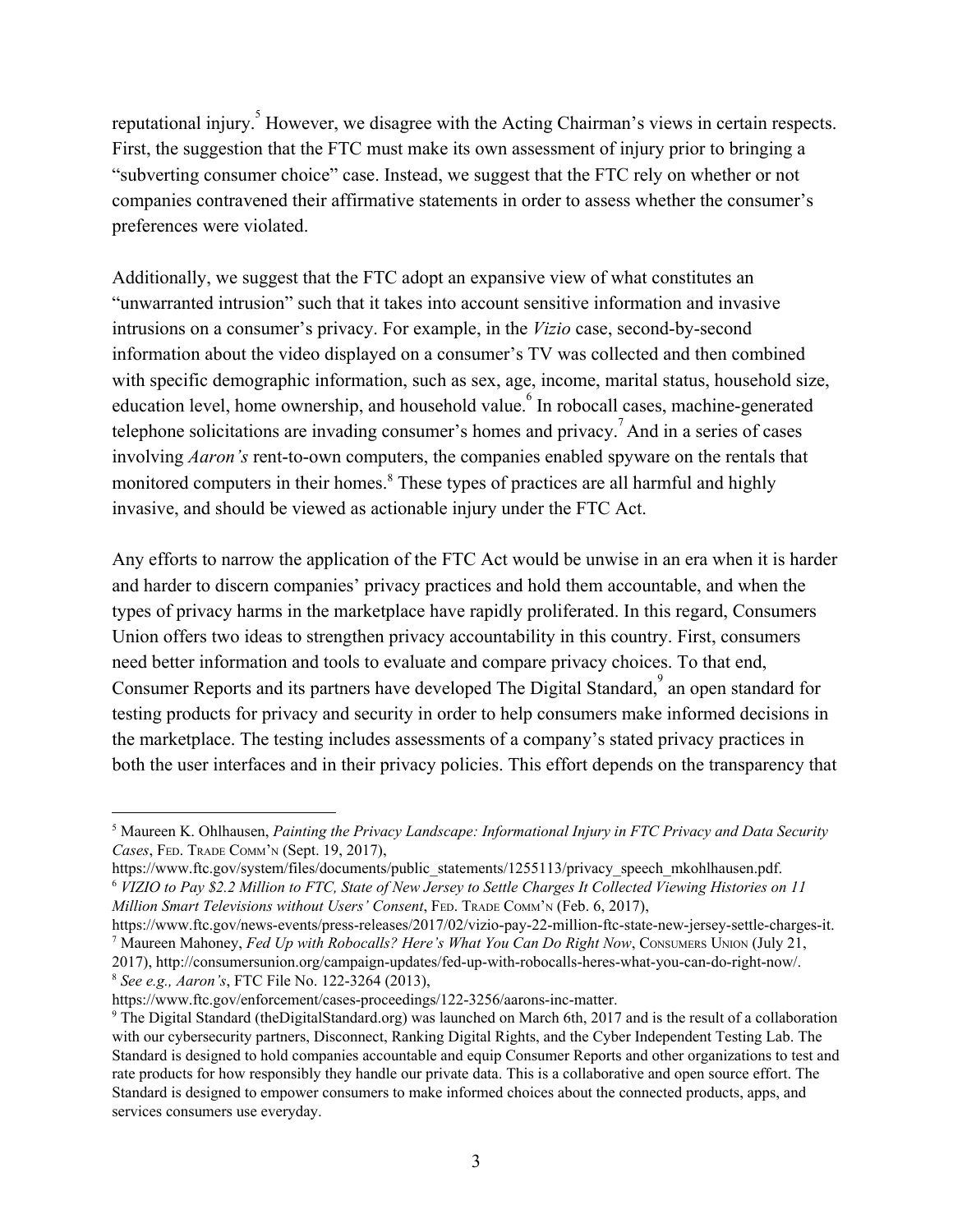reputational injury.[5] However, we disagree with the Acting Chairman's views in certain respects. First, the suggestion that the FTC must make its own assessment of injury prior to bringing a "subverting consumer choice" case. Instead, we suggest that the FTC rely on whether or not companies contravened their affirmative statements in order to assess whether the consumer's preferences were violated.

Additionally, we suggest that the FTC adopt an expansive view of what constitutes an "unwarranted intrusion" such that it takes into account sensitive information and invasive intrusions on a consumer's privacy. For example, in the *Vizio* case, second-by-second information about the video displayed on a consumer's TV was collected and then combined with specific demographic information, such as sex, age, income, marital status, household size, education level, home ownership, and household value.[6] In robocall cases, machine-generated telephone solicitations are invading consumer's homes and privacy.[7] And in a series of cases involving *Aaron's* rent-to-own computers, the companies enabled spyware on the rentals that monitored computers in their homes.[8] These types of practices are all harmful and highly invasive, and should be viewed as actionable injury under the FTC Act.

Any efforts to narrow the application of the FTC Act would be unwise in an era when it is harder and harder to discern companies' privacy practices and hold them accountable, and when the types of privacy harms in the marketplace have rapidly proliferated. In this regard, Consumers Union offers two ideas to strengthen privacy accountability in this country. First, consumers need better information and tools to evaluate and compare privacy choices. To that end, Consumer Reports and its partners have developed The Digital Standard,[9] an open standard for testing products for privacy and security in order to help consumers make informed decisions in the marketplace. The testing includes assessments of a company's stated privacy practices in both the user interfaces and in their privacy policies. This effort depends on the transparency that

---

[5] Maureen K. Ohlhausen, *Painting the Privacy Landscape: Informational Injury in FTC Privacy and Data Security Cases*, FED. TRADE COMM'N (Sept. 19, 2017), https://www.ftc.gov/system/files/documents/public_statements/1255113/privacy_speech_mkohlhausen.pdf.

[6] *VIZIO to Pay $2.2 Million to FTC, State of New Jersey to Settle Charges It Collected Viewing Histories on 11 Million Smart Televisions without Users' Consent*, FED. TRADE COMM'N (Feb. 6, 2017), https://www.ftc.gov/news-events/press-releases/2017/02/vizio-pay-22-million-ftc-state-new-jersey-settle-charges-it.

[7] Maureen Mahoney, *Fed Up with Robocalls? Here's What You Can Do Right Now*, CONSUMERS UNION (July 21, 2017), http://consumersunion.org/campaign-updates/fed-up-with-robocalls-heres-what-you-can-do-right-now/.

[8] *See e.g., Aaron's*, FTC File No. 122-3264 (2013), https://www.ftc.gov/enforcement/cases-proceedings/122-3256/aarons-inc-matter.

[9] The Digital Standard (theDigitalStandard.org) was launched on March 6th, 2017 and is the result of a collaboration with our cybersecurity partners, Disconnect, Ranking Digital Rights, and the Cyber Independent Testing Lab. The Standard is designed to hold companies accountable and equip Consumer Reports and other organizations to test and rate products for how responsibly they handle our private data. This is a collaborative and open source effort. The Standard is designed to empower consumers to make informed choices about the connected products, apps, and services consumers use everyday.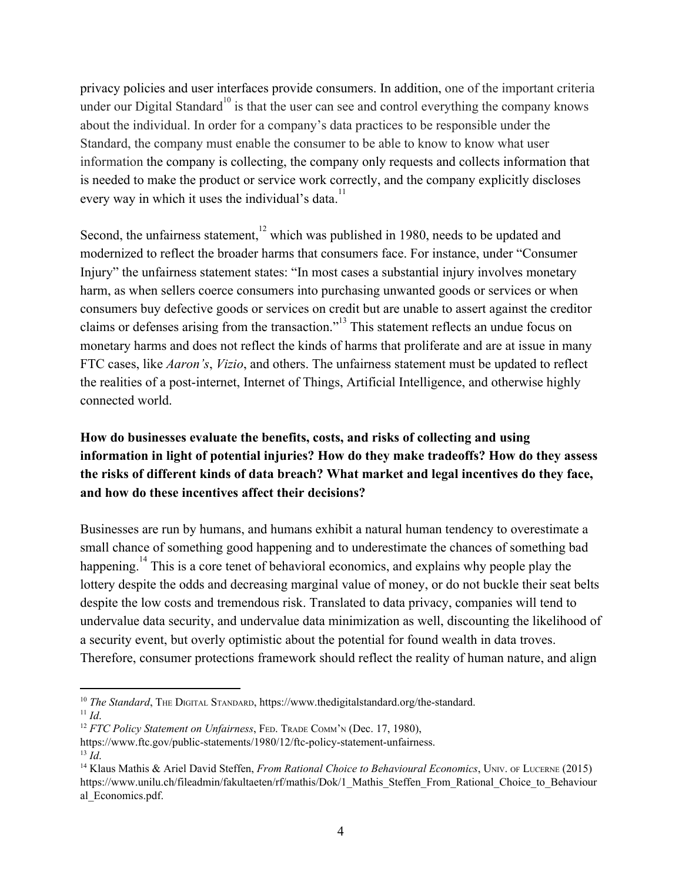privacy policies and user interfaces provide consumers. In addition, one of the important criteria under our Digital Standard[10] is that the user can see and control everything the company knows about the individual. In order for a company's data practices to be responsible under the Standard, the company must enable the consumer to be able to know to know what user information the company is collecting, the company only requests and collects information that is needed to make the product or service work correctly, and the company explicitly discloses every way in which it uses the individual's data.[11]

Second, the unfairness statement,[12] which was published in 1980, needs to be updated and modernized to reflect the broader harms that consumers face. For instance, under "Consumer Injury" the unfairness statement states: "In most cases a substantial injury involves monetary harm, as when sellers coerce consumers into purchasing unwanted goods or services or when consumers buy defective goods or services on credit but are unable to assert against the creditor claims or defenses arising from the transaction."[13] This statement reflects an undue focus on monetary harms and does not reflect the kinds of harms that proliferate and are at issue in many FTC cases, like *Aaron's*, *Vizio*, and others. The unfairness statement must be updated to reflect the realities of a post-internet, Internet of Things, Artificial Intelligence, and otherwise highly connected world.

**How do businesses evaluate the benefits, costs, and risks of collecting and using information in light of potential injuries? How do they make tradeoffs? How do they assess the risks of different kinds of data breach? What market and legal incentives do they face, and how do these incentives affect their decisions?**

Businesses are run by humans, and humans exhibit a natural human tendency to overestimate a small chance of something good happening and to underestimate the chances of something bad happening.[14] This is a core tenet of behavioral economics, and explains why people play the lottery despite the odds and decreasing marginal value of money, or do not buckle their seat belts despite the low costs and tremendous risk. Translated to data privacy, companies will tend to undervalue data security, and undervalue data minimization as well, discounting the likelihood of a security event, but overly optimistic about the potential for found wealth in data troves. Therefore, consumer protections framework should reflect the reality of human nature, and align

---

[10] *The Standard*, The Digital Standard, https://www.thedigitalstandard.org/the-standard.

[11] *Id*.

[12] *FTC Policy Statement on Unfairness*, Fed. Trade Comm'n (Dec. 17, 1980), https://www.ftc.gov/public-statements/1980/12/ftc-policy-statement-unfairness.

[13] *Id*.

[14] Klaus Mathis & Ariel David Steffen, *From Rational Choice to Behavioural Economics*, Univ. of Lucerne (2015) https://www.unilu.ch/fileadmin/fakultaeten/rf/mathis/Dok/1_Mathis_Steffen_From_Rational_Choice_to_Behavioural_Economics.pdf.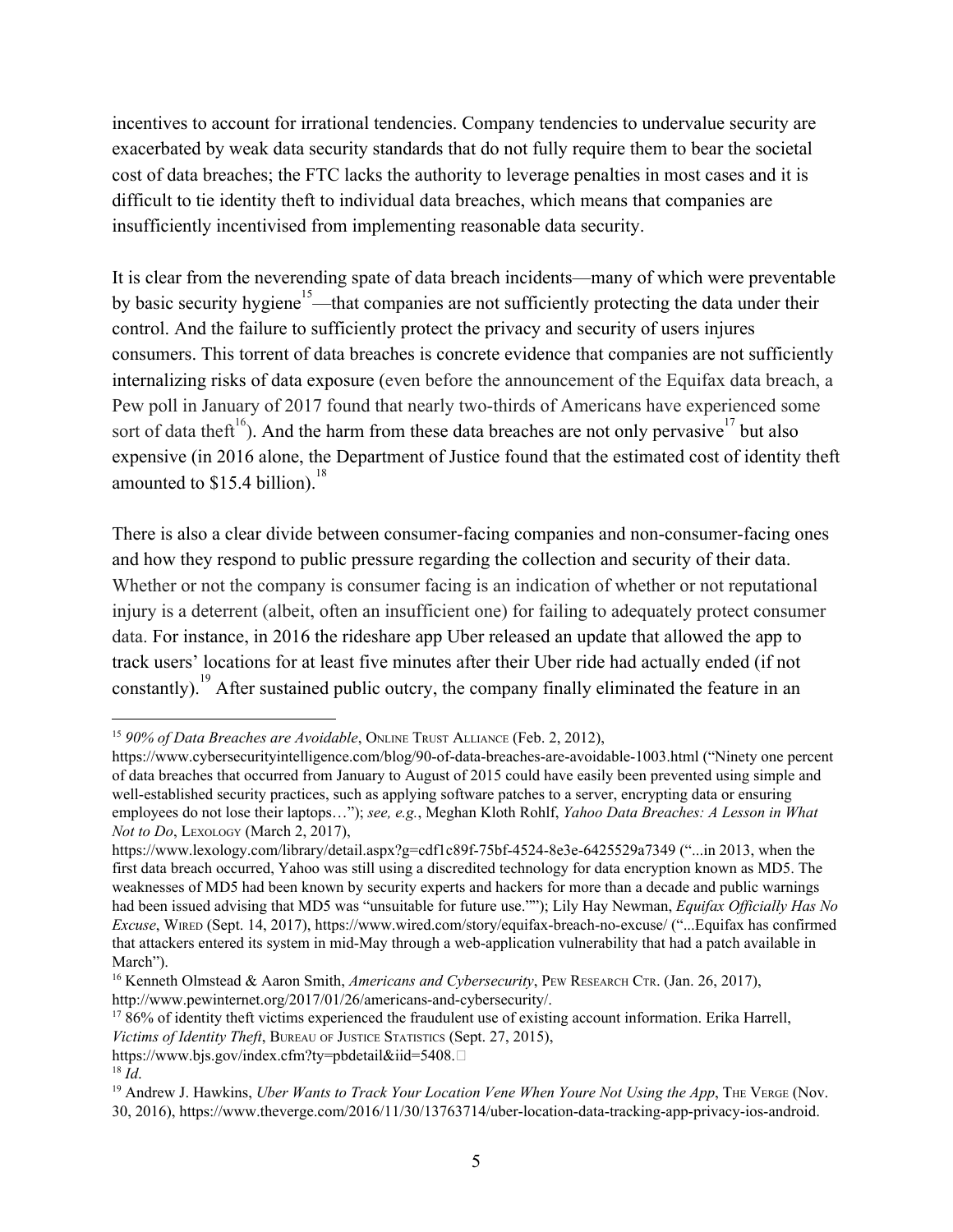incentives to account for irrational tendencies. Company tendencies to undervalue security are exacerbated by weak data security standards that do not fully require them to bear the societal cost of data breaches; the FTC lacks the authority to leverage penalties in most cases and it is difficult to tie identity theft to individual data breaches, which means that companies are insufficiently incentivised from implementing reasonable data security.

It is clear from the neverending spate of data breach incidents—many of which were preventable by basic security hygiene[15]—that companies are not sufficiently protecting the data under their control. And the failure to sufficiently protect the privacy and security of users injures consumers. This torrent of data breaches is concrete evidence that companies are not sufficiently internalizing risks of data exposure (even before the announcement of the Equifax data breach, a Pew poll in January of 2017 found that nearly two-thirds of Americans have experienced some sort of data theft[16]). And the harm from these data breaches are not only pervasive[17] but also expensive (in 2016 alone, the Department of Justice found that the estimated cost of identity theft amounted to $15.4 billion).[18]

There is also a clear divide between consumer-facing companies and non-consumer-facing ones and how they respond to public pressure regarding the collection and security of their data. Whether or not the company is consumer facing is an indication of whether or not reputational injury is a deterrent (albeit, often an insufficient one) for failing to adequately protect consumer data. For instance, in 2016 the rideshare app Uber released an update that allowed the app to track users' locations for at least five minutes after their Uber ride had actually ended (if not constantly).[19] After sustained public outcry, the company finally eliminated the feature in an

---

[15] *90% of Data Breaches are Avoidable*, ONLINE TRUST ALLIANCE (Feb. 2, 2012), https://www.cybersecurityintelligence.com/blog/90-of-data-breaches-are-avoidable-1003.html ("Ninety one percent of data breaches that occurred from January to August of 2015 could have easily been prevented using simple and well-established security practices, such as applying software patches to a server, encrypting data or ensuring employees do not lose their laptops…"); *see, e.g.*, Meghan Kloth Rohlf, *Yahoo Data Breaches: A Lesson in What Not to Do*, LEXOLOGY (March 2, 2017), https://www.lexology.com/library/detail.aspx?g=cdf1c89f-75bf-4524-8e3e-6425529a7349 ("...in 2013, when the first data breach occurred, Yahoo was still using a discredited technology for data encryption known as MD5. The weaknesses of MD5 had been known by security experts and hackers for more than a decade and public warnings had been issued advising that MD5 was "unsuitable for future use.""); Lily Hay Newman, *Equifax Officially Has No Excuse*, WIRED (Sept. 14, 2017), https://www.wired.com/story/equifax-breach-no-excuse/ ("...Equifax has confirmed that attackers entered its system in mid-May through a web-application vulnerability that had a patch available in March").

[16] Kenneth Olmstead & Aaron Smith, *Americans and Cybersecurity*, PEW RESEARCH CTR. (Jan. 26, 2017), http://www.pewinternet.org/2017/01/26/americans-and-cybersecurity/.

[17] 86% of identity theft victims experienced the fraudulent use of existing account information. Erika Harrell, *Victims of Identity Theft*, BUREAU OF JUSTICE STATISTICS (Sept. 27, 2015), https://www.bjs.gov/index.cfm?ty=pbdetail&iid=5408.

[18] *Id*.

[19] Andrew J. Hawkins, *Uber Wants to Track Your Location Vene When Youre Not Using the App*, THE VERGE (Nov. 30, 2016), https://www.theverge.com/2016/11/30/13763714/uber-location-data-tracking-app-privacy-ios-android.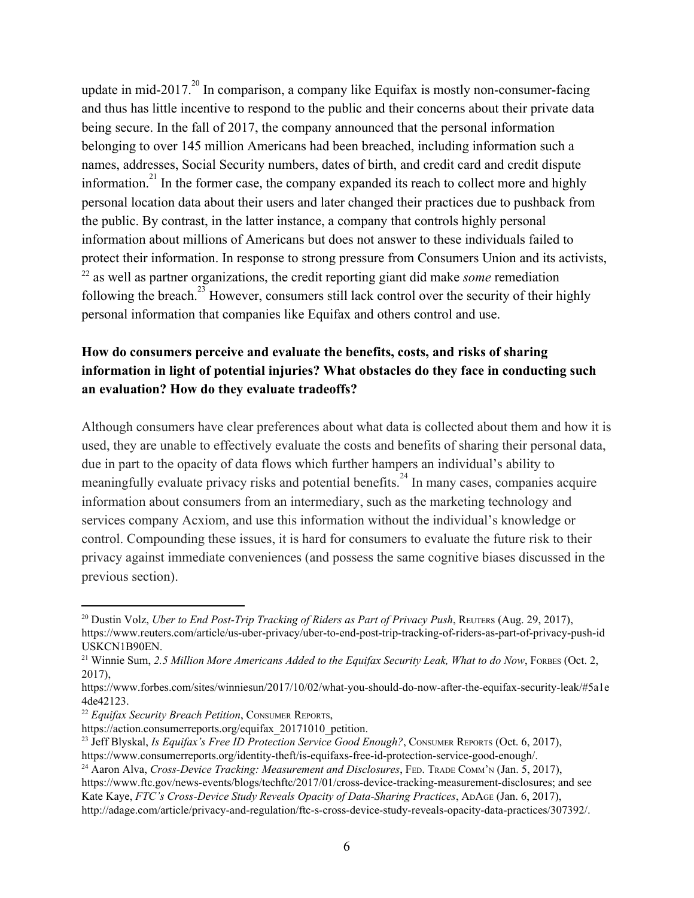update in mid-2017.[20] In comparison, a company like Equifax is mostly non-consumer-facing and thus has little incentive to respond to the public and their concerns about their private data being secure. In the fall of 2017, the company announced that the personal information belonging to over 145 million Americans had been breached, including information such a names, addresses, Social Security numbers, dates of birth, and credit card and credit dispute information.[21] In the former case, the company expanded its reach to collect more and highly personal location data about their users and later changed their practices due to pushback from the public. By contrast, in the latter instance, a company that controls highly personal information about millions of Americans but does not answer to these individuals failed to protect their information. In response to strong pressure from Consumers Union and its activists, [22] as well as partner organizations, the credit reporting giant did make *some* remediation following the breach.[23] However, consumers still lack control over the security of their highly personal information that companies like Equifax and others control and use.

**How do consumers perceive and evaluate the benefits, costs, and risks of sharing information in light of potential injuries? What obstacles do they face in conducting such an evaluation? How do they evaluate tradeoffs?**

Although consumers have clear preferences about what data is collected about them and how it is used, they are unable to effectively evaluate the costs and benefits of sharing their personal data, due in part to the opacity of data flows which further hampers an individual's ability to meaningfully evaluate privacy risks and potential benefits.[24] In many cases, companies acquire information about consumers from an intermediary, such as the marketing technology and services company Acxiom, and use this information without the individual's knowledge or control. Compounding these issues, it is hard for consumers to evaluate the future risk to their privacy against immediate conveniences (and possess the same cognitive biases discussed in the previous section).

---

[20] Dustin Volz, *Uber to End Post-Trip Tracking of Riders as Part of Privacy Push*, REUTERS (Aug. 29, 2017), https://www.reuters.com/article/us-uber-privacy/uber-to-end-post-trip-tracking-of-riders-as-part-of-privacy-push-idUSKCN1B90EN.

[21] Winnie Sum, *2.5 Million More Americans Added to the Equifax Security Leak, What to do Now*, FORBES (Oct. 2, 2017), https://www.forbes.com/sites/winniesun/2017/10/02/what-you-should-do-now-after-the-equifax-security-leak/#5a1e4de42123.

[22] *Equifax Security Breach Petition*, CONSUMER REPORTS, https://action.consumerreports.org/equifax_20171010_petition.

[23] Jeff Blyskal, *Is Equifax's Free ID Protection Service Good Enough?*, CONSUMER REPORTS (Oct. 6, 2017), https://www.consumerreports.org/identity-theft/is-equifaxs-free-id-protection-service-good-enough/.

[24] Aaron Alva, *Cross-Device Tracking: Measurement and Disclosures*, FED. TRADE COMM'N (Jan. 5, 2017), https://www.ftc.gov/news-events/blogs/techftc/2017/01/cross-device-tracking-measurement-disclosures; and see Kate Kaye, *FTC's Cross-Device Study Reveals Opacity of Data-Sharing Practices*, ADAGE (Jan. 6, 2017), http://adage.com/article/privacy-and-regulation/ftc-s-cross-device-study-reveals-opacity-data-practices/307392/.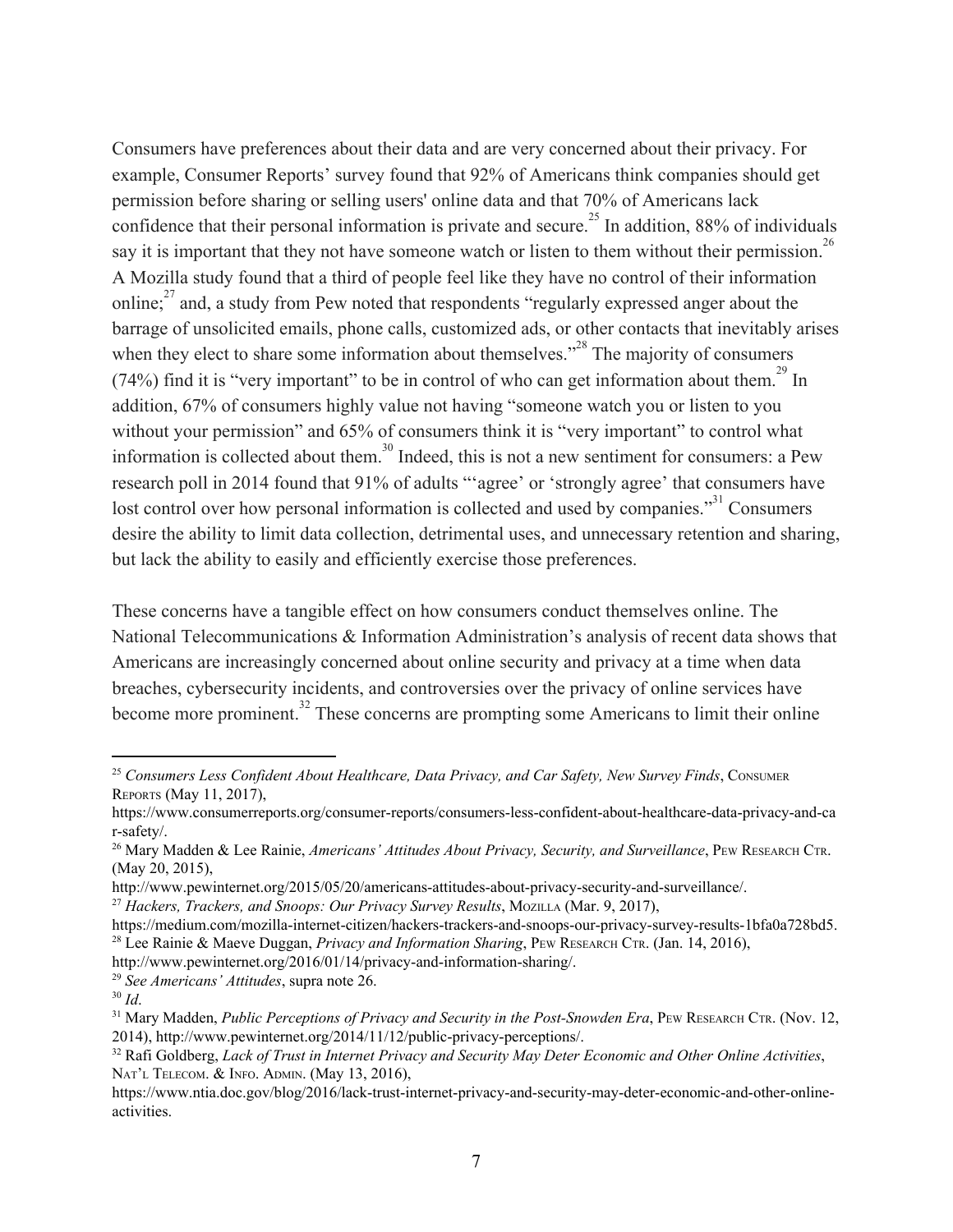Consumers have preferences about their data and are very concerned about their privacy. For example, Consumer Reports' survey found that 92% of Americans think companies should get permission before sharing or selling users' online data and that 70% of Americans lack confidence that their personal information is private and secure.[25] In addition, 88% of individuals say it is important that they not have someone watch or listen to them without their permission.[26] A Mozilla study found that a third of people feel like they have no control of their information online;[27] and, a study from Pew noted that respondents "regularly expressed anger about the barrage of unsolicited emails, phone calls, customized ads, or other contacts that inevitably arises when they elect to share some information about themselves."[28] The majority of consumers (74%) find it is "very important" to be in control of who can get information about them.[29] In addition, 67% of consumers highly value not having "someone watch you or listen to you without your permission" and 65% of consumers think it is "very important" to control what information is collected about them.[30] Indeed, this is not a new sentiment for consumers: a Pew research poll in 2014 found that 91% of adults "'agree' or 'strongly agree' that consumers have lost control over how personal information is collected and used by companies."[31] Consumers desire the ability to limit data collection, detrimental uses, and unnecessary retention and sharing, but lack the ability to easily and efficiently exercise those preferences.

These concerns have a tangible effect on how consumers conduct themselves online. The National Telecommunications & Information Administration's analysis of recent data shows that Americans are increasingly concerned about online security and privacy at a time when data breaches, cybersecurity incidents, and controversies over the privacy of online services have become more prominent.[32] These concerns are prompting some Americans to limit their online

---

[25] *Consumers Less Confident About Healthcare, Data Privacy, and Car Safety, New Survey Finds*, Consumer Reports (May 11, 2017), https://www.consumerreports.org/consumer-reports/consumers-less-confident-about-healthcare-data-privacy-and-car-safety/.

[26] Mary Madden & Lee Rainie, *Americans' Attitudes About Privacy, Security, and Surveillance*, Pew Research Ctr. (May 20, 2015), http://www.pewinternet.org/2015/05/20/americans-attitudes-about-privacy-security-and-surveillance/.

[27] *Hackers, Trackers, and Snoops: Our Privacy Survey Results*, Mozilla (Mar. 9, 2017), https://medium.com/mozilla-internet-citizen/hackers-trackers-and-snoops-our-privacy-survey-results-1bfa0a728bd5.

[28] Lee Rainie & Maeve Duggan, *Privacy and Information Sharing*, Pew Research Ctr. (Jan. 14, 2016), http://www.pewinternet.org/2016/01/14/privacy-and-information-sharing/.

[29] *See Americans' Attitudes*, supra note 26.

[30] *Id*.

[31] Mary Madden, *Public Perceptions of Privacy and Security in the Post-Snowden Era*, Pew Research Ctr. (Nov. 12, 2014), http://www.pewinternet.org/2014/11/12/public-privacy-perceptions/.

[32] Rafi Goldberg, *Lack of Trust in Internet Privacy and Security May Deter Economic and Other Online Activities*, Nat'l Telecom. & Info. Admin. (May 13, 2016), https://www.ntia.doc.gov/blog/2016/lack-trust-internet-privacy-and-security-may-deter-economic-and-other-online-activities.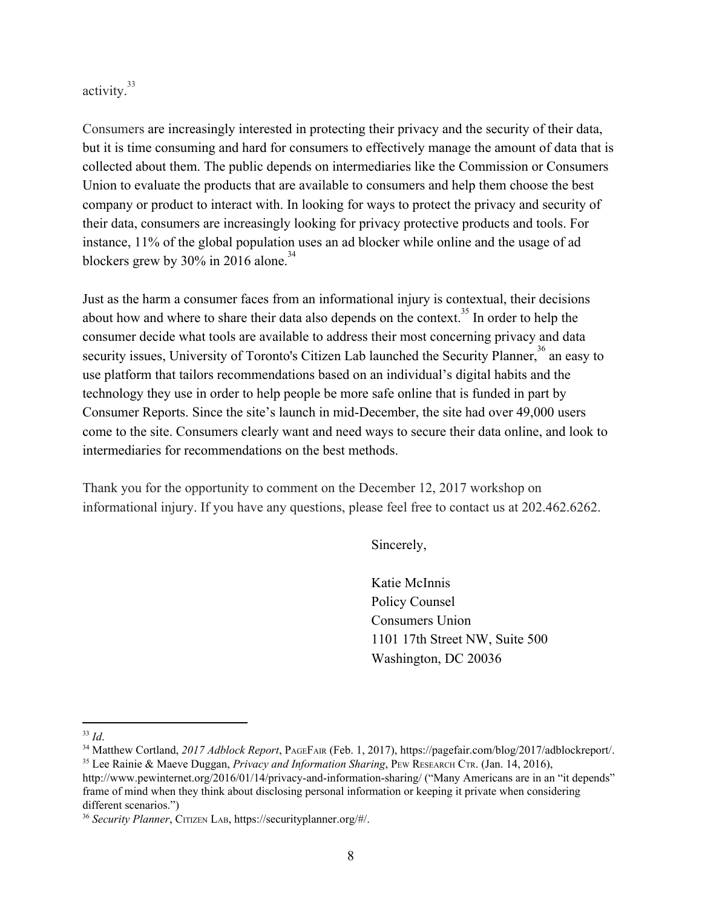activity.[33]

Consumers are increasingly interested in protecting their privacy and the security of their data, but it is time consuming and hard for consumers to effectively manage the amount of data that is collected about them. The public depends on intermediaries like the Commission or Consumers Union to evaluate the products that are available to consumers and help them choose the best company or product to interact with. In looking for ways to protect the privacy and security of their data, consumers are increasingly looking for privacy protective products and tools. For instance, 11% of the global population uses an ad blocker while online and the usage of ad blockers grew by 30% in 2016 alone.[34]

Just as the harm a consumer faces from an informational injury is contextual, their decisions about how and where to share their data also depends on the context.[35] In order to help the consumer decide what tools are available to address their most concerning privacy and data security issues, University of Toronto's Citizen Lab launched the Security Planner,[36] an easy to use platform that tailors recommendations based on an individual's digital habits and the technology they use in order to help people be more safe online that is funded in part by Consumer Reports. Since the site's launch in mid-December, the site had over 49,000 users come to the site. Consumers clearly want and need ways to secure their data online, and look to intermediaries for recommendations on the best methods.

Thank you for the opportunity to comment on the December 12, 2017 workshop on informational injury. If you have any questions, please feel free to contact us at 202.462.6262.

Sincerely,

Katie McInnis
Policy Counsel
Consumers Union
1101 17th Street NW, Suite 500
Washington, DC 20036

---

[33] *Id*.

[34] Matthew Cortland, *2017 Adblock Report*, PAGEFAIR (Feb. 1, 2017), https://pagefair.com/blog/2017/adblockreport/.

[35] Lee Rainie & Maeve Duggan, *Privacy and Information Sharing*, PEW RESEARCH CTR. (Jan. 14, 2016), http://www.pewinternet.org/2016/01/14/privacy-and-information-sharing/ ("Many Americans are in an "it depends" frame of mind when they think about disclosing personal information or keeping it private when considering different scenarios.")

[36] *Security Planner*, CITIZEN LAB, https://securityplanner.org/#/.